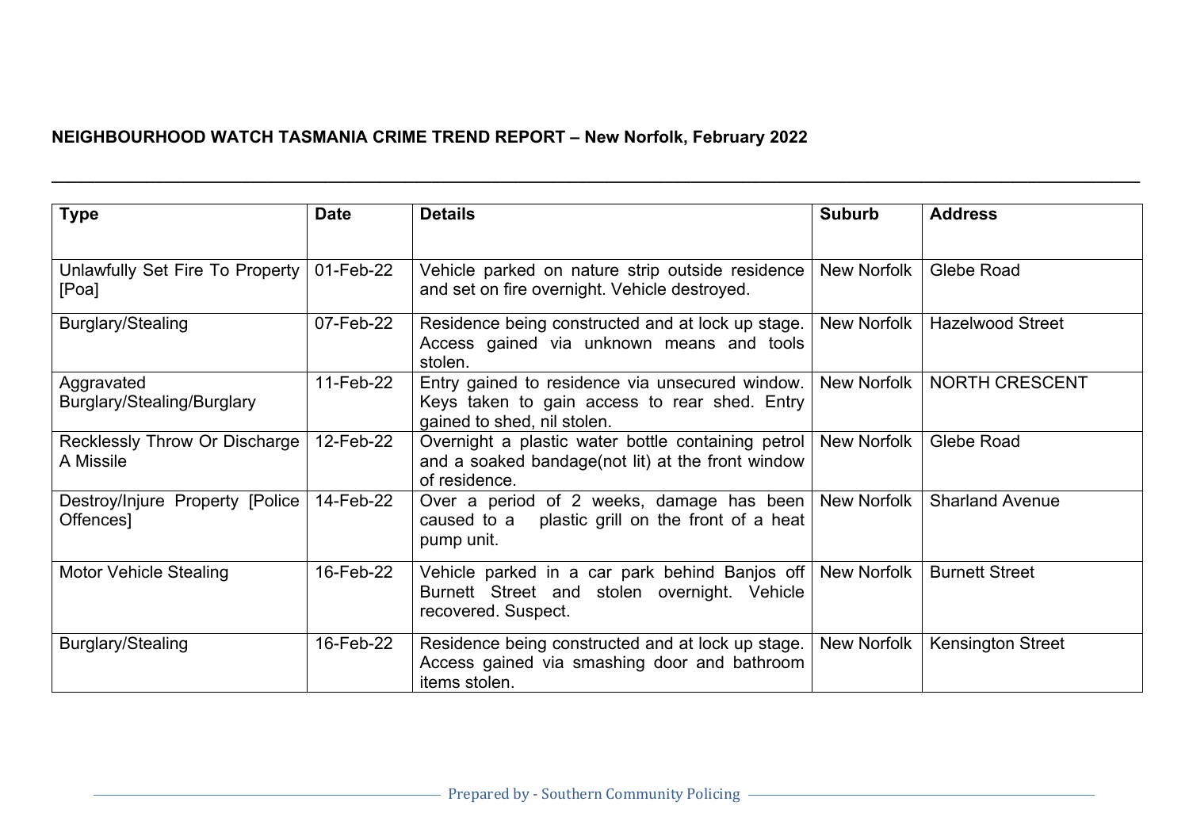**NEIGHBOURHOOD WATCH TASMANIA CRIME TREND REPORT – New Norfolk, February 2022**

| Type | Date | Details | Suburb | Address |
|---|---|---|---|---|
| Unlawfully Set Fire To Property [Poa] | 01-Feb-22 | Vehicle parked on nature strip outside residence and set on fire overnight. Vehicle destroyed. | New Norfolk | Glebe Road |
| Burglary/Stealing | 07-Feb-22 | Residence being constructed and at lock up stage. Access gained via unknown means and tools stolen. | New Norfolk | Hazelwood Street |
| Aggravated Burglary/Stealing/Burglary | 11-Feb-22 | Entry gained to residence via unsecured window. Keys taken to gain access to rear shed. Entry gained to shed, nil stolen. | New Norfolk | NORTH CRESCENT |
| Recklessly Throw Or Discharge A Missile | 12-Feb-22 | Overnight a plastic water bottle containing petrol and a soaked bandage(not lit) at the front window of residence. | New Norfolk | Glebe Road |
| Destroy/Injure Property [Police Offences] | 14-Feb-22 | Over a period of 2 weeks, damage has been caused to a plastic grill on the front of a heat pump unit. | New Norfolk | Sharland Avenue |
| Motor Vehicle Stealing | 16-Feb-22 | Vehicle parked in a car park behind Banjos off Burnett Street and stolen overnight. Vehicle recovered. Suspect. | New Norfolk | Burnett Street |
| Burglary/Stealing | 16-Feb-22 | Residence being constructed and at lock up stage. Access gained via smashing door and bathroom items stolen. | New Norfolk | Kensington Street |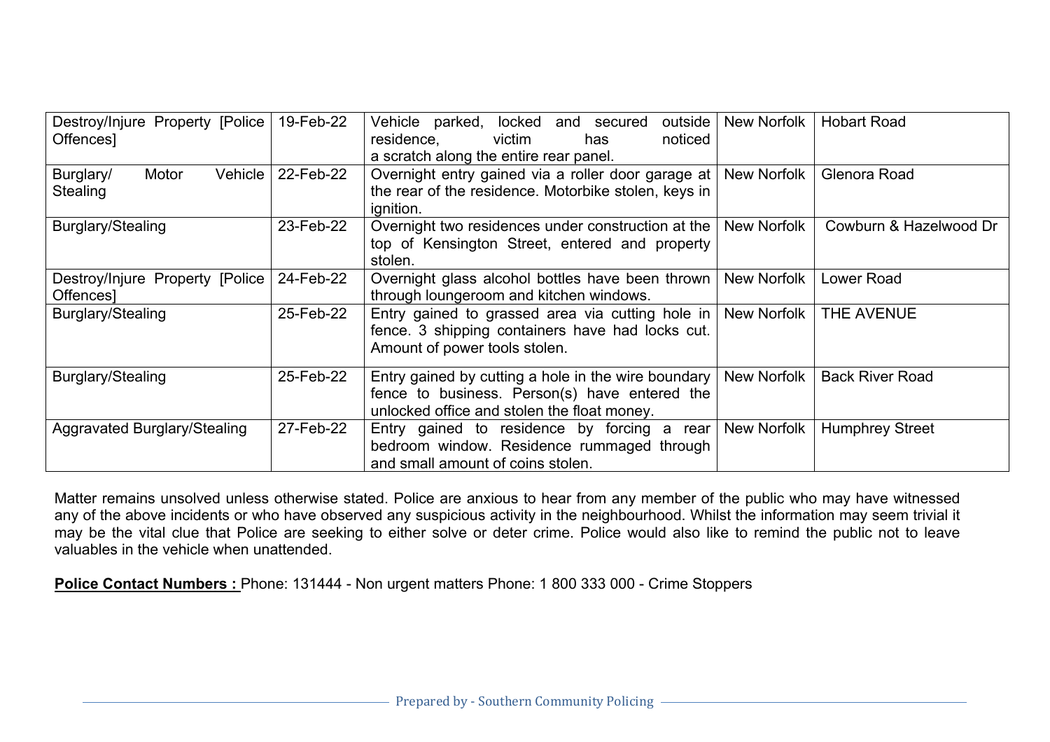| | | | | |
|---|---|---|---|---|
| Destroy/Injure Property [Police Offences] | 19-Feb-22 | Vehicle parked, locked and secured outside residence, victim has noticed a scratch along the entire rear panel. | New Norfolk | Hobart Road |
| Burglary/ Motor Vehicle Stealing | 22-Feb-22 | Overnight entry gained via a roller door garage at the rear of the residence. Motorbike stolen, keys in ignition. | New Norfolk | Glenora Road |
| Burglary/Stealing | 23-Feb-22 | Overnight two residences under construction at the top of Kensington Street, entered and property stolen. | New Norfolk | Cowburn & Hazelwood Dr |
| Destroy/Injure Property [Police Offences] | 24-Feb-22 | Overnight glass alcohol bottles have been thrown through loungeroom and kitchen windows. | New Norfolk | Lower Road |
| Burglary/Stealing | 25-Feb-22 | Entry gained to grassed area via cutting hole in fence. 3 shipping containers have had locks cut. Amount of power tools stolen. | New Norfolk | THE AVENUE |
| Burglary/Stealing | 25-Feb-22 | Entry gained by cutting a hole in the wire boundary fence to business. Person(s) have entered the unlocked office and stolen the float money. | New Norfolk | Back River Road |
| Aggravated Burglary/Stealing | 27-Feb-22 | Entry gained to residence by forcing a rear bedroom window. Residence rummaged through and small amount of coins stolen. | New Norfolk | Humphrey Street |

Matter remains unsolved unless otherwise stated. Police are anxious to hear from any member of the public who may have witnessed any of the above incidents or who have observed any suspicious activity in the neighbourhood. Whilst the information may seem trivial it may be the vital clue that Police are seeking to either solve or deter crime. Police would also like to remind the public not to leave valuables in the vehicle when unattended.

**Police Contact Numbers :** Phone: 131444 - Non urgent matters Phone: 1 800 333 000 - Crime Stoppers